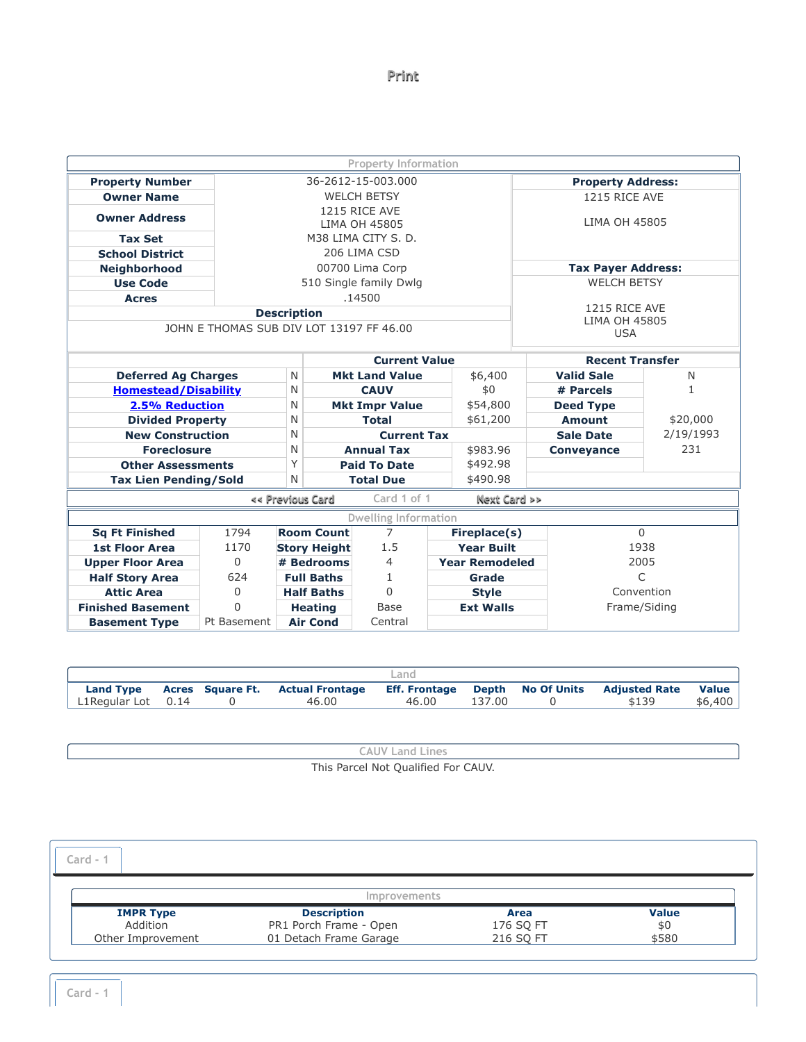Print

## Property Information

| | |
|---|---|
| **Property Number** | 36-2612-15-003.000 |
| **Owner Name** | WELCH BETSY |
| **Owner Address** | 1215 RICE AVE<br>LIMA OH 45805 |
| **Tax Set** | M38 LIMA CITY S. D. |
| **School District** | 206 LIMA CSD |
| **Neighborhood** | 00700 Lima Corp |
| **Use Code** | 510 Single family Dwlg |
| **Acres** | .14500 |

**Description**

JOHN E THOMAS SUB DIV LOT 13197 FF 46.00

**Property Address:**

1215 RICE AVE

LIMA OH 45805

**Tax Payer Address:**

WELCH BETSY

1215 RICE AVE
LIMA OH 45805
USA

| | | Current Value | | Recent Transfer | |
|---|---|---|---|---|---|
| **Deferred Ag Charges** | N | **Mkt Land Value** | $6,400 | **Valid Sale** | N |
| **Homestead/Disability** | N | **CAUV** | $0 | **# Parcels** | 1 |
| **2.5% Reduction** | N | **Mkt Impr Value** | $54,800 | **Deed Type** | |
| **Divided Property** | N | **Total** | $61,200 | **Amount** | $20,000 |
| **New Construction** | N | **Current Tax** | | **Sale Date** | 2/19/1993 |
| **Foreclosure** | N | **Annual Tax** | $983.96 | **Conveyance** | 231 |
| **Other Assessments** | Y | **Paid To Date** | $492.98 | | |
| **Tax Lien Pending/Sold** | N | **Total Due** | $490.98 | | |

<< Previous Card  Card 1 of 1  Next Card >>

## Dwelling Information

| | | | | | |
|---|---|---|---|---|---|
| **Sq Ft Finished** | 1794 | **Room Count** | 7 | **Fireplace(s)** | 0 |
| **1st Floor Area** | 1170 | **Story Height** | 1.5 | **Year Built** | 1938 |
| **Upper Floor Area** | 0 | **# Bedrooms** | 4 | **Year Remodeled** | 2005 |
| **Half Story Area** | 624 | **Full Baths** | 1 | **Grade** | C |
| **Attic Area** | 0 | **Half Baths** | 0 | **Style** | Convention |
| **Finished Basement** | 0 | **Heating** | Base | **Ext Walls** | Frame/Siding |
| **Basement Type** | Pt Basement | **Air Cond** | Central | | |

## Land

| Land Type | Acres | Square Ft. | Actual Frontage | Eff. Frontage | Depth | No Of Units | Adjusted Rate | Value |
|---|---|---|---|---|---|---|---|---|
| L1Regular Lot | 0.14 | 0 | 46.00 | 46.00 | 137.00 | 0 | $139 | $6,400 |

## CAUV Land Lines

This Parcel Not Qualified For CAUV.

Card - 1

## Improvements

| IMPR Type | Description | Area | Value |
|---|---|---|---|
| Addition | PR1 Porch Frame - Open | 176 SQ FT | $0 |
| Other Improvement | 01 Detach Frame Garage | 216 SQ FT | $580 |

Card - 1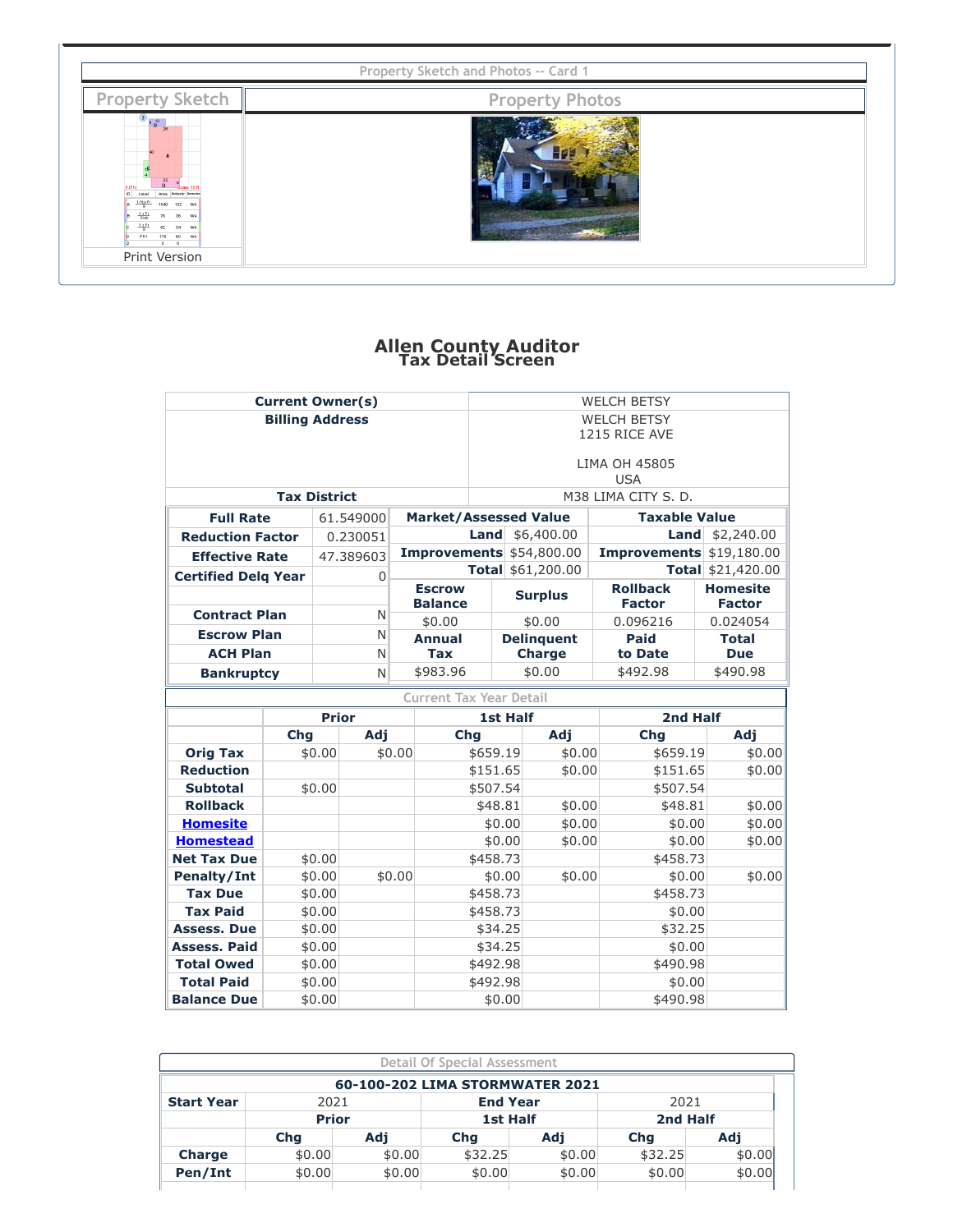Property Sketch and Photos -- Card 1

| Property Sketch | Property Photos |
|---|---|
| Print Version | |

# Allen County Auditor
## Tax Detail Screen

| Current Owner(s) | WELCH BETSY |
|---|---|
| Billing Address | WELCH BETSY<br>1215 RICE AVE<br><br>LIMA OH 45805<br>USA |
| Tax District | M38 LIMA CITY S. D. |

| Full Rate | 61.549000 |
|---|---|
| Reduction Factor | 0.230051 |
| Effective Rate | 47.389603 |
| Certified Delq Year | 0 |
| Contract Plan | N |
| Escrow Plan | N |
| ACH Plan | N |
| Bankruptcy | N |

| Market/Assessed Value | | Taxable Value | |
|---|---|---|---|
| Land | $6,400.00 | Land | $2,240.00 |
| Improvements | $54,800.00 | Improvements | $19,180.00 |
| Total | $61,200.00 | Total | $21,420.00 |

| Escrow Balance | Surplus | Rollback Factor | Homesite Factor |
|---|---|---|---|
| $0.00 | $0.00 | 0.096216 | 0.024054 |
| **Annual Tax** | **Delinquent Charge** | **Paid to Date** | **Total Due** |
| $983.96 | $0.00 | $492.98 | $490.98 |

Current Tax Year Detail

| | Prior | | 1st Half | | 2nd Half | |
|---|---|---|---|---|---|---|
| | Chg | Adj | Chg | Adj | Chg | Adj |
| Orig Tax | $0.00 | $0.00 | $659.19 | $0.00 | $659.19 | $0.00 |
| Reduction | | | $151.65 | $0.00 | $151.65 | $0.00 |
| Subtotal | $0.00 | | $507.54 | | $507.54 | |
| Rollback | | | $48.81 | $0.00 | $48.81 | $0.00 |
| Homesite | | | $0.00 | $0.00 | $0.00 | $0.00 |
| Homestead | | | $0.00 | $0.00 | $0.00 | $0.00 |
| Net Tax Due | $0.00 | | $458.73 | | $458.73 | |
| Penalty/Int | $0.00 | $0.00 | $0.00 | $0.00 | $0.00 | $0.00 |
| Tax Due | $0.00 | | $458.73 | | $458.73 | |
| Tax Paid | $0.00 | | $458.73 | | $0.00 | |
| Assess. Due | $0.00 | | $34.25 | | $32.25 | |
| Assess. Paid | $0.00 | | $34.25 | | $0.00 | |
| Total Owed | $0.00 | | $492.98 | | $490.98 | |
| Total Paid | $0.00 | | $492.98 | | $0.00 | |
| Balance Due | $0.00 | | $0.00 | | $490.98 | |

Detail Of Special Assessment

**60-100-202 LIMA STORMWATER 2021**

| Start Year | 2021 | | End Year | | 2021 | |
|---|---|---|---|---|---|---|
| | Prior | | 1st Half | | 2nd Half | |
| | Chg | Adj | Chg | Adj | Chg | Adj |
| Charge | $0.00 | $0.00 | $32.25 | $0.00 | $32.25 | $0.00 |
| Pen/Int | $0.00 | $0.00 | $0.00 | $0.00 | $0.00 | $0.00 |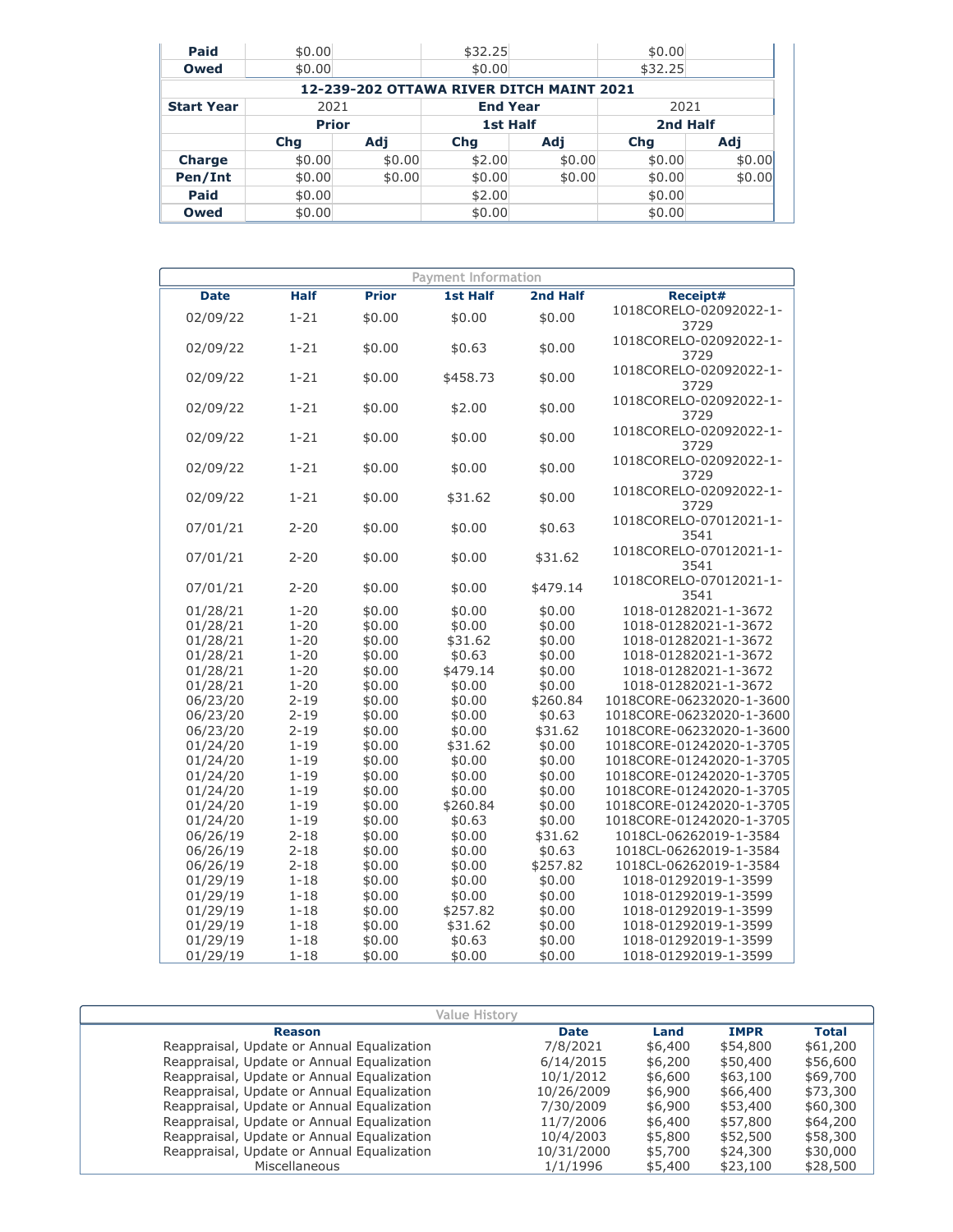| | Prior | | 1st Half | | 2nd Half | |
|---|---|---|---|---|---|---|
| **Paid** | $0.00 | | $32.25 | | $0.00 | |
| **Owed** | $0.00 | | $0.00 | | $32.25 | |

| **12-239-202 OTTAWA RIVER DITCH MAINT 2021** | | | | | | |
|---|---|---|---|---|---|---|
| **Start Year** | 2021 | | **End Year** | | 2021 | |
| | **Prior** | | **1st Half** | | **2nd Half** | |
| | **Chg** | **Adj** | **Chg** | **Adj** | **Chg** | **Adj** |
| **Charge** | $0.00 | $0.00 | $2.00 | $0.00 | $0.00 | $0.00 |
| **Pen/Int** | $0.00 | $0.00 | $0.00 | $0.00 | $0.00 | $0.00 |
| **Paid** | $0.00 | | $2.00 | | $0.00 | |
| **Owed** | $0.00 | | $0.00 | | $0.00 | |

**Payment Information**

| Date | Half | Prior | 1st Half | 2nd Half | Receipt# |
|---|---|---|---|---|---|
| 02/09/22 | 1-21 | $0.00 | $0.00 | $0.00 | 1018CORELO-02092022-1-3729 |
| 02/09/22 | 1-21 | $0.00 | $0.63 | $0.00 | 1018CORELO-02092022-1-3729 |
| 02/09/22 | 1-21 | $0.00 | $458.73 | $0.00 | 1018CORELO-02092022-1-3729 |
| 02/09/22 | 1-21 | $0.00 | $2.00 | $0.00 | 1018CORELO-02092022-1-3729 |
| 02/09/22 | 1-21 | $0.00 | $0.00 | $0.00 | 1018CORELO-02092022-1-3729 |
| 02/09/22 | 1-21 | $0.00 | $0.00 | $0.00 | 1018CORELO-02092022-1-3729 |
| 02/09/22 | 1-21 | $0.00 | $31.62 | $0.00 | 1018CORELO-02092022-1-3729 |
| 07/01/21 | 2-20 | $0.00 | $0.00 | $0.63 | 1018CORELO-07012021-1-3541 |
| 07/01/21 | 2-20 | $0.00 | $0.00 | $31.62 | 1018CORELO-07012021-1-3541 |
| 07/01/21 | 2-20 | $0.00 | $0.00 | $479.14 | 1018CORELO-07012021-1-3541 |
| 01/28/21 | 1-20 | $0.00 | $0.00 | $0.00 | 1018-01282021-1-3672 |
| 01/28/21 | 1-20 | $0.00 | $0.00 | $0.00 | 1018-01282021-1-3672 |
| 01/28/21 | 1-20 | $0.00 | $31.62 | $0.00 | 1018-01282021-1-3672 |
| 01/28/21 | 1-20 | $0.00 | $0.63 | $0.00 | 1018-01282021-1-3672 |
| 01/28/21 | 1-20 | $0.00 | $479.14 | $0.00 | 1018-01282021-1-3672 |
| 01/28/21 | 1-20 | $0.00 | $0.00 | $0.00 | 1018-01282021-1-3672 |
| 06/23/20 | 2-19 | $0.00 | $0.00 | $260.84 | 1018CORE-06232020-1-3600 |
| 06/23/20 | 2-19 | $0.00 | $0.00 | $0.63 | 1018CORE-06232020-1-3600 |
| 06/23/20 | 2-19 | $0.00 | $0.00 | $31.62 | 1018CORE-06232020-1-3600 |
| 01/24/20 | 1-19 | $0.00 | $31.62 | $0.00 | 1018CORE-01242020-1-3705 |
| 01/24/20 | 1-19 | $0.00 | $0.00 | $0.00 | 1018CORE-01242020-1-3705 |
| 01/24/20 | 1-19 | $0.00 | $0.00 | $0.00 | 1018CORE-01242020-1-3705 |
| 01/24/20 | 1-19 | $0.00 | $0.00 | $0.00 | 1018CORE-01242020-1-3705 |
| 01/24/20 | 1-19 | $0.00 | $260.84 | $0.00 | 1018CORE-01242020-1-3705 |
| 01/24/20 | 1-19 | $0.00 | $0.63 | $0.00 | 1018CORE-01242020-1-3705 |
| 06/26/19 | 2-18 | $0.00 | $0.00 | $31.62 | 1018CL-06262019-1-3584 |
| 06/26/19 | 2-18 | $0.00 | $0.00 | $0.63 | 1018CL-06262019-1-3584 |
| 06/26/19 | 2-18 | $0.00 | $0.00 | $257.82 | 1018CL-06262019-1-3584 |
| 01/29/19 | 1-18 | $0.00 | $0.00 | $0.00 | 1018-01292019-1-3599 |
| 01/29/19 | 1-18 | $0.00 | $0.00 | $0.00 | 1018-01292019-1-3599 |
| 01/29/19 | 1-18 | $0.00 | $257.82 | $0.00 | 1018-01292019-1-3599 |
| 01/29/19 | 1-18 | $0.00 | $31.62 | $0.00 | 1018-01292019-1-3599 |
| 01/29/19 | 1-18 | $0.00 | $0.63 | $0.00 | 1018-01292019-1-3599 |
| 01/29/19 | 1-18 | $0.00 | $0.00 | $0.00 | 1018-01292019-1-3599 |

**Value History**

| Reason | Date | Land | IMPR | Total |
|---|---|---|---|---|
| Reappraisal, Update or Annual Equalization | 7/8/2021 | $6,400 | $54,800 | $61,200 |
| Reappraisal, Update or Annual Equalization | 6/14/2015 | $6,200 | $50,400 | $56,600 |
| Reappraisal, Update or Annual Equalization | 10/1/2012 | $6,600 | $63,100 | $69,700 |
| Reappraisal, Update or Annual Equalization | 10/26/2009 | $6,900 | $66,400 | $73,300 |
| Reappraisal, Update or Annual Equalization | 7/30/2009 | $6,900 | $53,400 | $60,300 |
| Reappraisal, Update or Annual Equalization | 11/7/2006 | $6,400 | $57,800 | $64,200 |
| Reappraisal, Update or Annual Equalization | 10/4/2003 | $5,800 | $52,500 | $58,300 |
| Reappraisal, Update or Annual Equalization | 10/31/2000 | $5,700 | $24,300 | $30,000 |
| Miscellaneous | 1/1/1996 | $5,400 | $23,100 | $28,500 |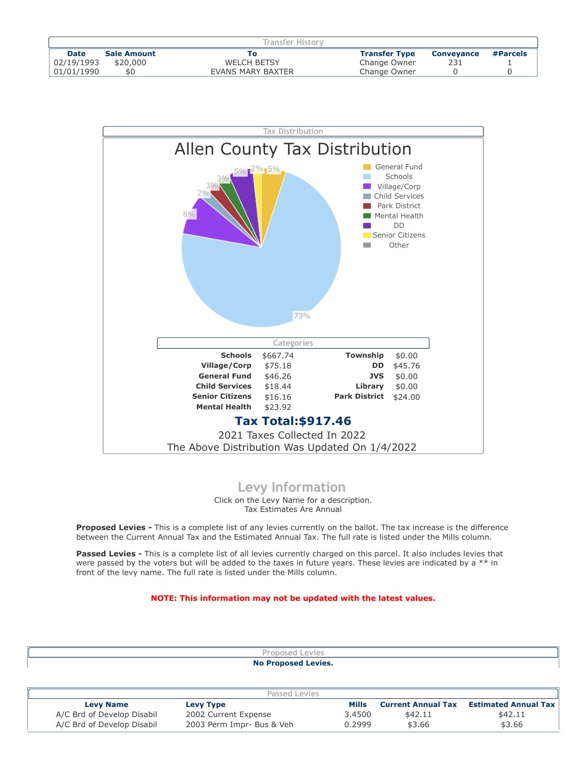## Transfer History

| Date | Sale Amount | To | Transfer Type | Conveyance | #Parcels |
|---|---|---|---|---|---|
| 02/19/1993 | $20,000 | WELCH BETSY | Change Owner | 231 | 1 |
| 01/01/1990 | $0 | EVANS MARY BAXTER | Change Owner | 0 | 0 |

## Tax Distribution

### Allen County Tax Distribution

- General Fund: 5%
- Schools: 73%
- Village/Corp: 8%
- Child Services: 2%
- Park District: 3%
- Mental Health: 3%
- DD: 5%
- Senior Citizens: 2%
- Other

#### Categories

| Category | Amount | Category | Amount |
|---|---|---|---|
| **Schools** | $667.74 | **Township** | $0.00 |
| **Village/Corp** | $75.18 | **DD** | $45.76 |
| **General Fund** | $46.26 | **JVS** | $0.00 |
| **Child Services** | $18.44 | **Library** | $0.00 |
| **Senior Citizens** | $16.16 | **Park District** | $24.00 |
| **Mental Health** | $23.92 | | |

**Tax Total:$917.46**

2021 Taxes Collected In 2022

The Above Distribution Was Updated On 1/4/2022

## Levy Information

Click on the Levy Name for a description.
Tax Estimates Are Annual

**Proposed Levies -** This is a complete list of any levies currently on the ballot. The tax increase is the difference between the Current Annual Tax and the Estimated Annual Tax. The full rate is listed under the Mills column.

**Passed Levies -** This is a complete list of all levies currently charged on this parcel. It also includes levies that were passed by the voters but will be added to the taxes in future years. These levies are indicated by a ** in front of the levy name. The full rate is listed under the Mills column.

**NOTE: This information may not be updated with the latest values.**

### Proposed Levies

**No Proposed Levies.**

### Passed Levies

| Levy Name | Levy Type | Mills | Current Annual Tax | Estimated Annual Tax |
|---|---|---|---|---|
| A/C Brd of Develop Disabil | 2002 Current Expense | 3.4500 | $42.11 | $42.11 |
| A/C Brd of Develop Disabil | 2003 Perm Impr- Bus & Veh | 0.2999 | $3.66 | $3.66 |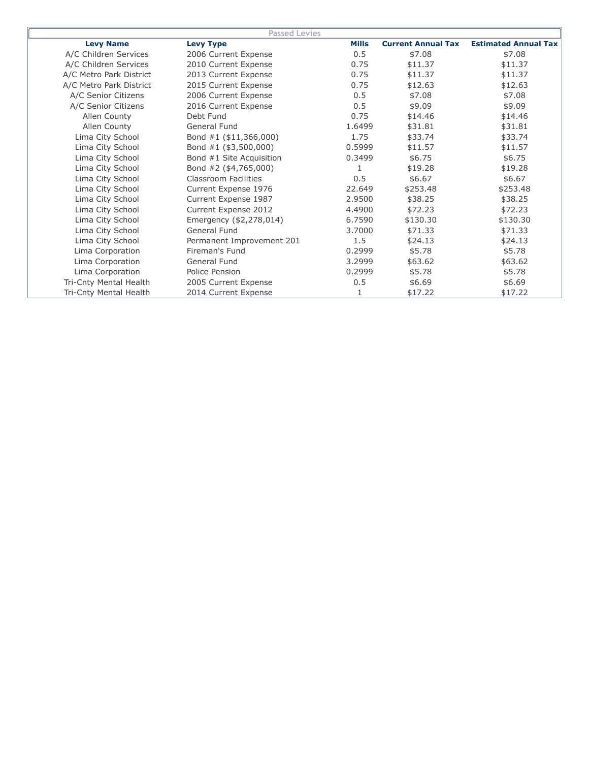## Passed Levies

| Levy Name | Levy Type | Mills | Current Annual Tax | Estimated Annual Tax |
|---|---|---|---|---|
| A/C Children Services | 2006 Current Expense | 0.5 | $7.08 | $7.08 |
| A/C Children Services | 2010 Current Expense | 0.75 | $11.37 | $11.37 |
| A/C Metro Park District | 2013 Current Expense | 0.75 | $11.37 | $11.37 |
| A/C Metro Park District | 2015 Current Expense | 0.75 | $12.63 | $12.63 |
| A/C Senior Citizens | 2006 Current Expense | 0.5 | $7.08 | $7.08 |
| A/C Senior Citizens | 2016 Current Expense | 0.5 | $9.09 | $9.09 |
| Allen County | Debt Fund | 0.75 | $14.46 | $14.46 |
| Allen County | General Fund | 1.6499 | $31.81 | $31.81 |
| Lima City School | Bond #1 ($11,366,000) | 1.75 | $33.74 | $33.74 |
| Lima City School | Bond #1 ($3,500,000) | 0.5999 | $11.57 | $11.57 |
| Lima City School | Bond #1 Site Acquisition | 0.3499 | $6.75 | $6.75 |
| Lima City School | Bond #2 ($4,765,000) | 1 | $19.28 | $19.28 |
| Lima City School | Classroom Facilities | 0.5 | $6.67 | $6.67 |
| Lima City School | Current Expense 1976 | 22.649 | $253.48 | $253.48 |
| Lima City School | Current Expense 1987 | 2.9500 | $38.25 | $38.25 |
| Lima City School | Current Expense 2012 | 4.4900 | $72.23 | $72.23 |
| Lima City School | Emergency ($2,278,014) | 6.7590 | $130.30 | $130.30 |
| Lima City School | General Fund | 3.7000 | $71.33 | $71.33 |
| Lima City School | Permanent Improvement 201 | 1.5 | $24.13 | $24.13 |
| Lima Corporation | Fireman's Fund | 0.2999 | $5.78 | $5.78 |
| Lima Corporation | General Fund | 3.2999 | $63.62 | $63.62 |
| Lima Corporation | Police Pension | 0.2999 | $5.78 | $5.78 |
| Tri-Cnty Mental Health | 2005 Current Expense | 0.5 | $6.69 | $6.69 |
| Tri-Cnty Mental Health | 2014 Current Expense | 1 | $17.22 | $17.22 |